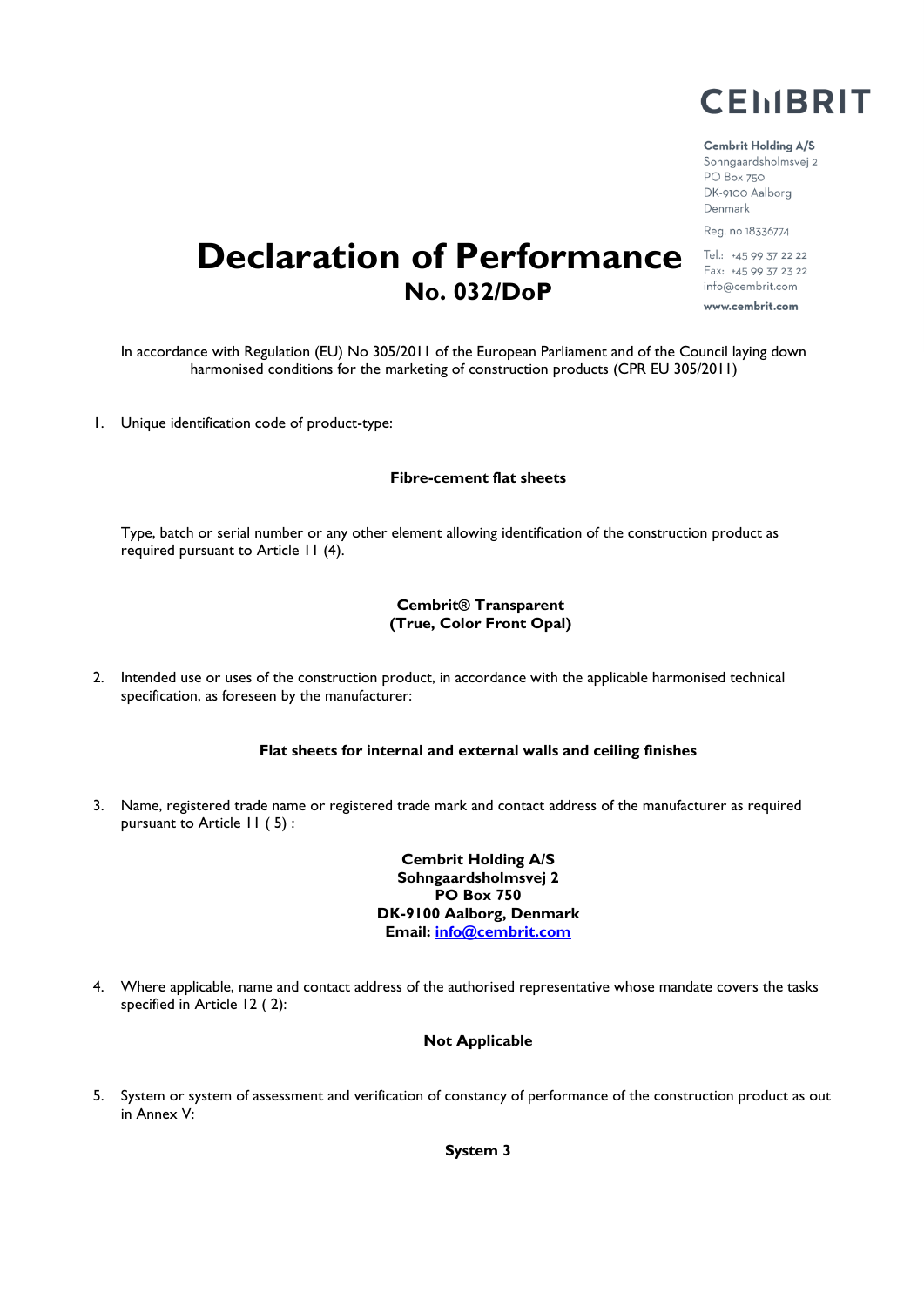CEMBRIT

Cembrit Holding A/S
Sohngaardsholmsvej 2
PO Box 750
DK-9100 Aalborg
Denmark

Reg. no 18336774

Tel.: +45 99 37 22 22
Fax: +45 99 37 23 22
info@cembrit.com

www.cembrit.com

# Declaration of Performance

## No. 032/DoP

In accordance with Regulation (EU) No 305/2011 of the European Parliament and of the Council laying down harmonised conditions for the marketing of construction products (CPR EU 305/2011)

1. Unique identification code of product-type:

**Fibre-cement flat sheets**

Type, batch or serial number or any other element allowing identification of the construction product as required pursuant to Article 11 (4).

**Cembrit® Transparent**
**(True, Color Front Opal)**

2. Intended use or uses of the construction product, in accordance with the applicable harmonised technical specification, as foreseen by the manufacturer:

**Flat sheets for internal and external walls and ceiling finishes**

3. Name, registered trade name or registered trade mark and contact address of the manufacturer as required pursuant to Article 11 ( 5) :

**Cembrit Holding A/S**
**Sohngaardsholmsvej 2**
**PO Box 750**
**DK-9100 Aalborg, Denmark**
**Email: info@cembrit.com**

4. Where applicable, name and contact address of the authorised representative whose mandate covers the tasks specified in Article 12 ( 2):

**Not Applicable**

5. System or system of assessment and verification of constancy of performance of the construction product as out in Annex V:

**System 3**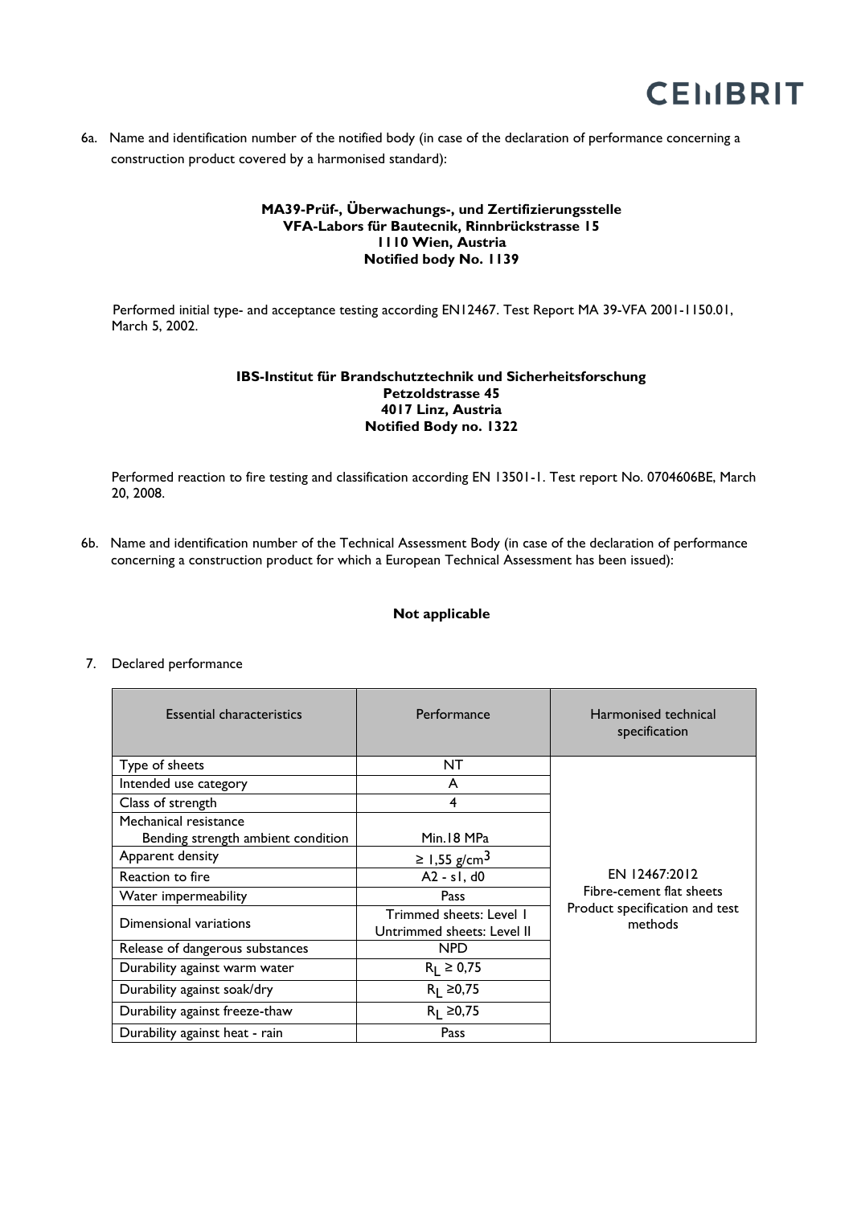6a. Name and identification number of the notified body (in case of the declaration of performance concerning a construction product covered by a harmonised standard):

**MA39-Prüf-, Überwachungs-, und Zertifizierungsstelle**
**VFA-Labors für Bautecnik, Rinnbrückstrasse 15**
**1110 Wien, Austria**
**Notified body No. 1139**

Performed initial type- and acceptance testing according EN12467. Test Report MA 39-VFA 2001-1150.01, March 5, 2002.

**IBS-Institut für Brandschutztechnik und Sicherheitsforschung**
**Petzoldstrasse 45**
**4017 Linz, Austria**
**Notified Body no. 1322**

Performed reaction to fire testing and classification according EN 13501-1. Test report No. 0704606BE, March 20, 2008.

6b. Name and identification number of the Technical Assessment Body (in case of the declaration of performance concerning a construction product for which a European Technical Assessment has been issued):

**Not applicable**

7. Declared performance

| Essential characteristics | Performance | Harmonised technical specification |
|---|---|---|
| Type of sheets | NT | EN 12467:2012 Fibre-cement flat sheets Product specification and test methods |
| Intended use category | A | |
| Class of strength | 4 | |
| Mechanical resistance<br>Bending strength ambient condition | Min.18 MPa | |
| Apparent density | ≥ 1,55 g/cm$^3$ | |
| Reaction to fire | A2 - s1, d0 | |
| Water impermeability | Pass | |
| Dimensional variations | Trimmed sheets: Level I<br>Untrimmed sheets: Level II | |
| Release of dangerous substances | NPD | |
| Durability against warm water | $R_L$ ≥ 0,75 | |
| Durability against soak/dry | $R_L$ ≥0,75 | |
| Durability against freeze-thaw | $R_L$ ≥0,75 | |
| Durability against heat - rain | Pass | |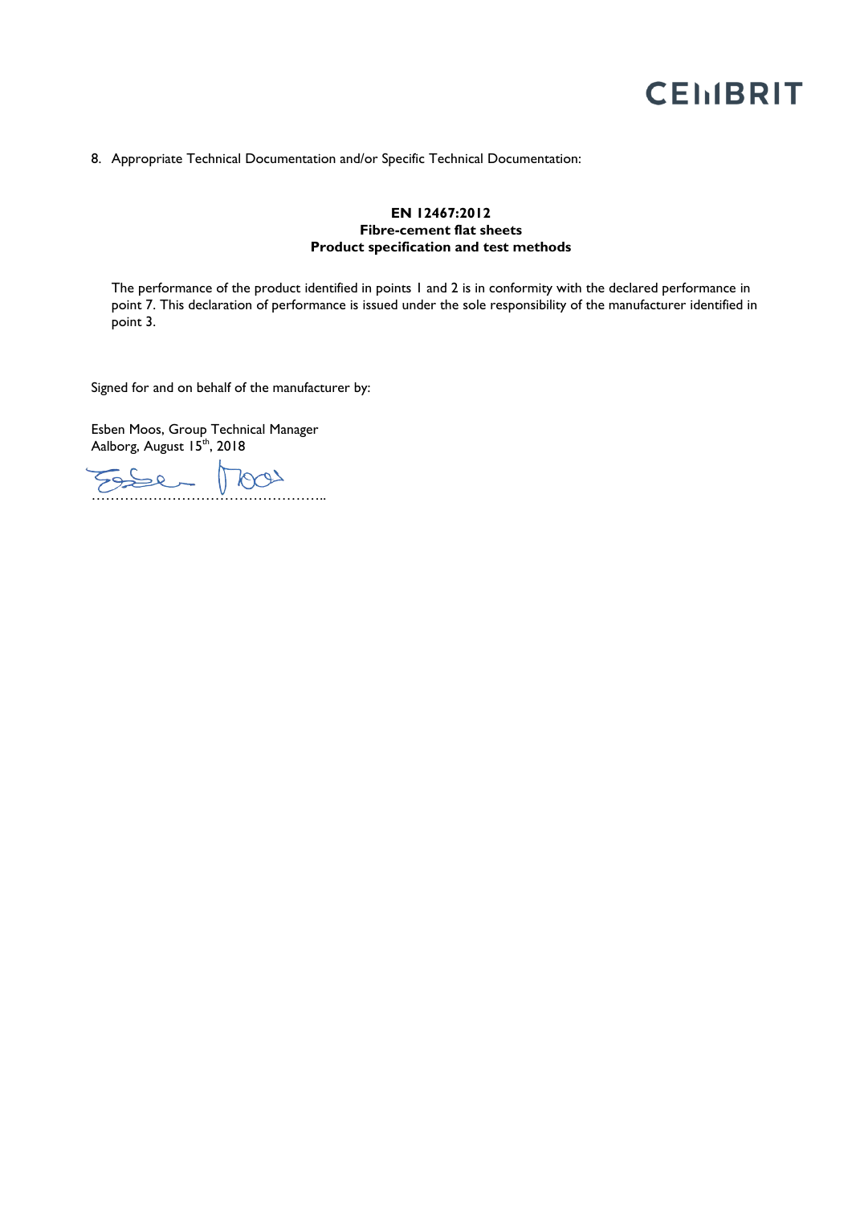8. Appropriate Technical Documentation and/or Specific Technical Documentation:

**EN 12467:2012**
**Fibre-cement flat sheets**
**Product specification and test methods**

The performance of the product identified in points 1 and 2 is in conformity with the declared performance in point 7. This declaration of performance is issued under the sole responsibility of the manufacturer identified in point 3.

Signed for and on behalf of the manufacturer by:

Esben Moos, Group Technical Manager
Aalborg, August 15th, 2018

……………………………………………..